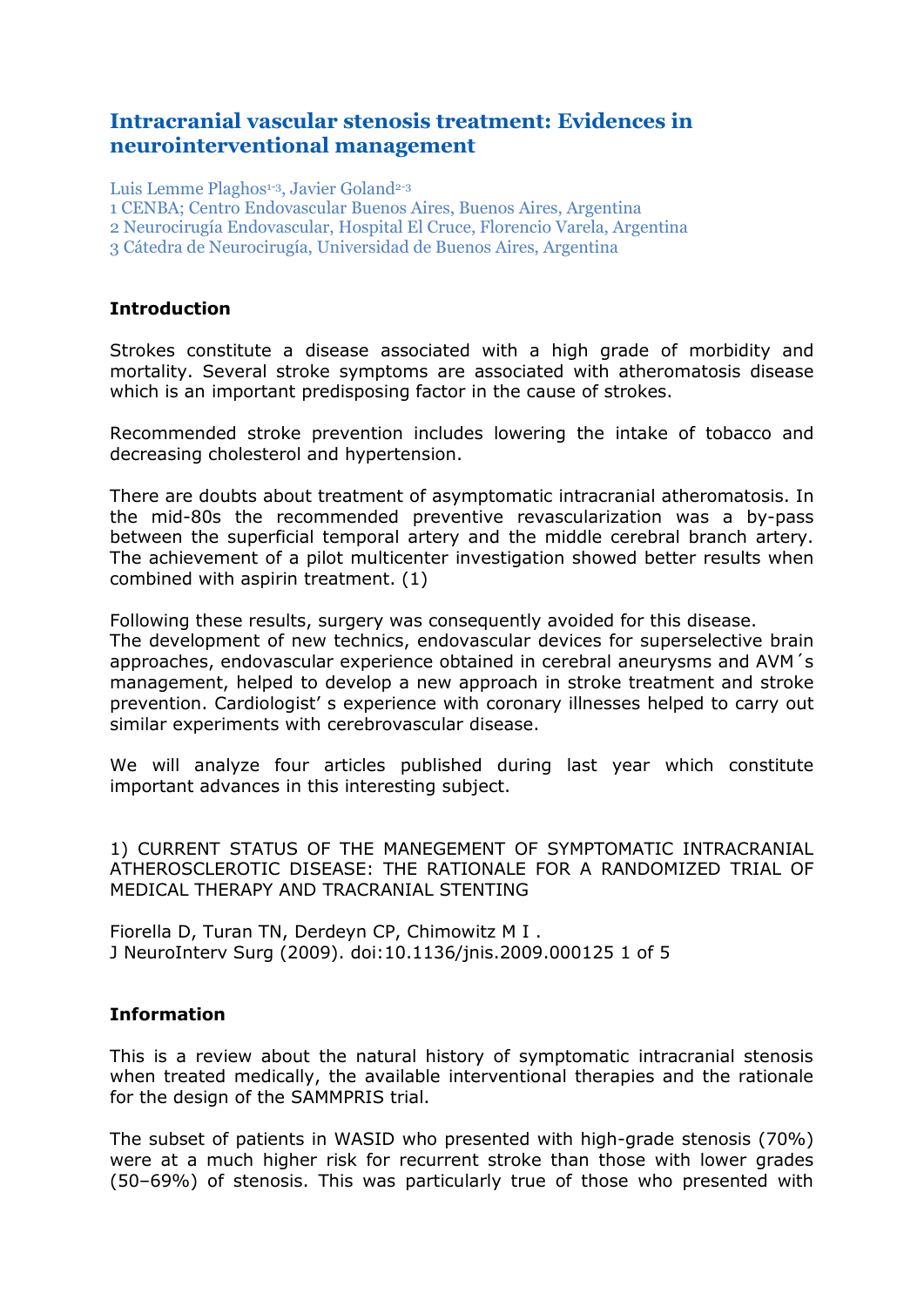# Intracranial vascular stenosis treatment: Evidences in neurointerventional management

Luis Lemme Plaghos[1-3], Javier Goland[2-3]

1 CENBA; Centro Endovascular Buenos Aires, Buenos Aires, Argentina

2 Neurocirugía Endovascular, Hospital El Cruce, Florencio Varela, Argentina

3 Cátedra de Neurocirugía, Universidad de Buenos Aires, Argentina

## Introduction

Strokes constitute a disease associated with a high grade of morbidity and mortality. Several stroke symptoms are associated with atheromatosis disease which is an important predisposing factor in the cause of strokes.

Recommended stroke prevention includes lowering the intake of tobacco and decreasing cholesterol and hypertension.

There are doubts about treatment of asymptomatic intracranial atheromatosis. In the mid-80s the recommended preventive revascularization was a by-pass between the superficial temporal artery and the middle cerebral branch artery. The achievement of a pilot multicenter investigation showed better results when combined with aspirin treatment. (1)

Following these results, surgery was consequently avoided for this disease.
The development of new technics, endovascular devices for superselective brain approaches, endovascular experience obtained in cerebral aneurysms and AVM´s management, helped to develop a new approach in stroke treatment and stroke prevention. Cardiologist' s experience with coronary illnesses helped to carry out similar experiments with cerebrovascular disease.

We will analyze four articles published during last year which constitute important advances in this interesting subject.

1) CURRENT STATUS OF THE MANEGEMENT OF SYMPTOMATIC INTRACRANIAL ATHEROSCLEROTIC DISEASE: THE RATIONALE FOR A RANDOMIZED TRIAL OF MEDICAL THERAPY AND TRACRANIAL STENTING

Fiorella D, Turan TN, Derdeyn CP, Chimowitz M I .
J NeuroInterv Surg (2009). doi:10.1136/jnis.2009.000125 1 of 5

## Information

This is a review about the natural history of symptomatic intracranial stenosis when treated medically, the available interventional therapies and the rationale for the design of the SAMMPRIS trial.

The subset of patients in WASID who presented with high-grade stenosis (70%) were at a much higher risk for recurrent stroke than those with lower grades (50–69%) of stenosis. This was particularly true of those who presented with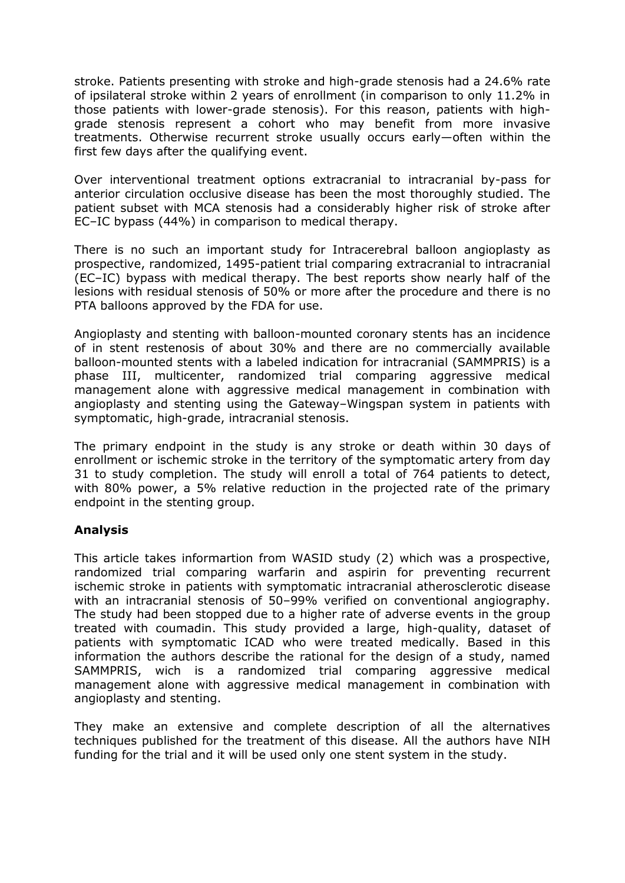stroke. Patients presenting with stroke and high-grade stenosis had a 24.6% rate of ipsilateral stroke within 2 years of enrollment (in comparison to only 11.2% in those patients with lower-grade stenosis). For this reason, patients with high-grade stenosis represent a cohort who may benefit from more invasive treatments. Otherwise recurrent stroke usually occurs early—often within the first few days after the qualifying event.

Over interventional treatment options extracranial to intracranial by-pass for anterior circulation occlusive disease has been the most thoroughly studied. The patient subset with MCA stenosis had a considerably higher risk of stroke after EC–IC bypass (44%) in comparison to medical therapy.

There is no such an important study for Intracerebral balloon angioplasty as prospective, randomized, 1495-patient trial comparing extracranial to intracranial (EC–IC) bypass with medical therapy. The best reports show nearly half of the lesions with residual stenosis of 50% or more after the procedure and there is no PTA balloons approved by the FDA for use.

Angioplasty and stenting with balloon-mounted coronary stents has an incidence of in stent restenosis of about 30% and there are no commercially available balloon-mounted stents with a labeled indication for intracranial (SAMMPRIS) is a phase III, multicenter, randomized trial comparing aggressive medical management alone with aggressive medical management in combination with angioplasty and stenting using the Gateway–Wingspan system in patients with symptomatic, high-grade, intracranial stenosis.

The primary endpoint in the study is any stroke or death within 30 days of enrollment or ischemic stroke in the territory of the symptomatic artery from day 31 to study completion. The study will enroll a total of 764 patients to detect, with 80% power, a 5% relative reduction in the projected rate of the primary endpoint in the stenting group.

**Analysis**

This article takes informartion from WASID study (2) which was a prospective, randomized trial comparing warfarin and aspirin for preventing recurrent ischemic stroke in patients with symptomatic intracranial atherosclerotic disease with an intracranial stenosis of 50–99% verified on conventional angiography. The study had been stopped due to a higher rate of adverse events in the group treated with coumadin. This study provided a large, high-quality, dataset of patients with symptomatic ICAD who were treated medically. Based in this information the authors describe the rational for the design of a study, named SAMMPRIS, wich is a randomized trial comparing aggressive medical management alone with aggressive medical management in combination with angioplasty and stenting.

They make an extensive and complete description of all the alternatives techniques published for the treatment of this disease. All the authors have NIH funding for the trial and it will be used only one stent system in the study.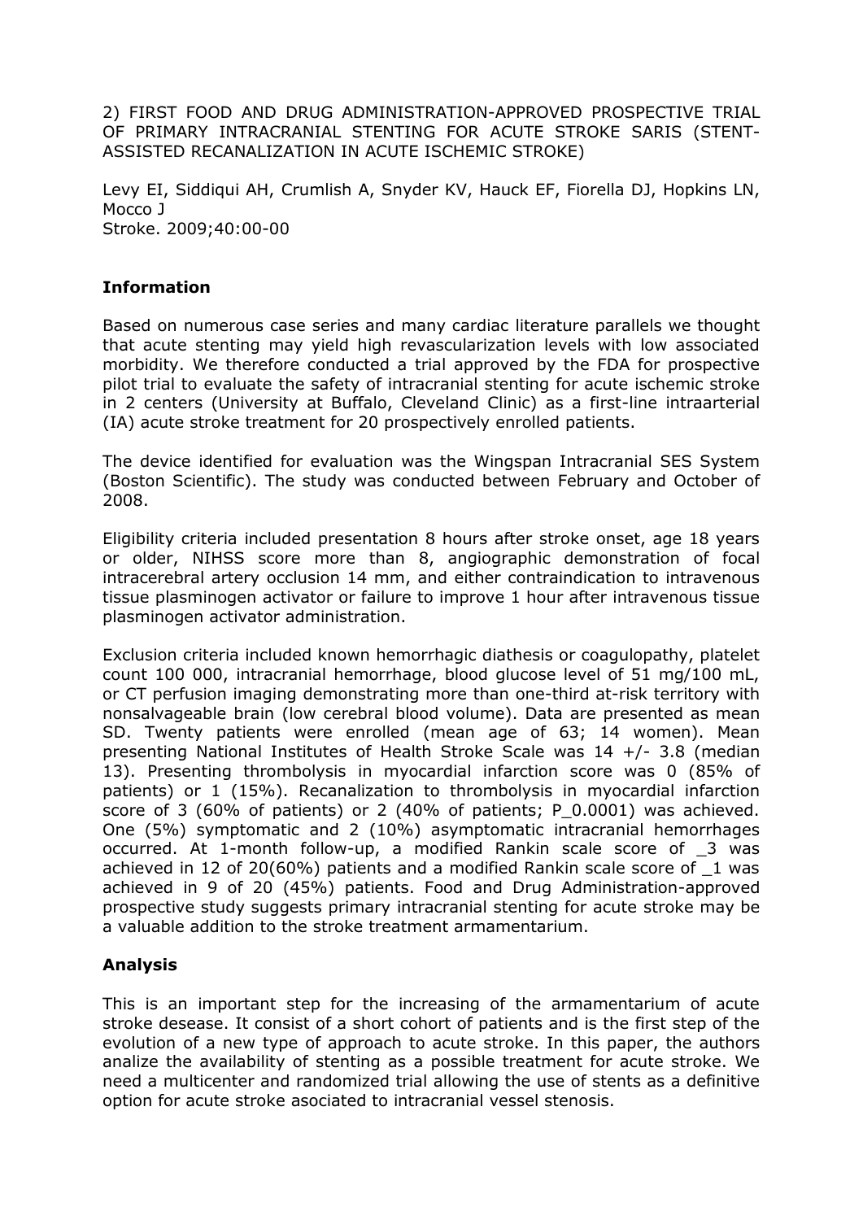2) FIRST FOOD AND DRUG ADMINISTRATION-APPROVED PROSPECTIVE TRIAL OF PRIMARY INTRACRANIAL STENTING FOR ACUTE STROKE SARIS (STENT-ASSISTED RECANALIZATION IN ACUTE ISCHEMIC STROKE)

Levy EI, Siddiqui AH, Crumlish A, Snyder KV, Hauck EF, Fiorella DJ, Hopkins LN, Mocco J
Stroke. 2009;40:00-00

### Information

Based on numerous case series and many cardiac literature parallels we thought that acute stenting may yield high revascularization levels with low associated morbidity. We therefore conducted a trial approved by the FDA for prospective pilot trial to evaluate the safety of intracranial stenting for acute ischemic stroke in 2 centers (University at Buffalo, Cleveland Clinic) as a first-line intraarterial (IA) acute stroke treatment for 20 prospectively enrolled patients.

The device identified for evaluation was the Wingspan Intracranial SES System (Boston Scientific). The study was conducted between February and October of 2008.

Eligibility criteria included presentation 8 hours after stroke onset, age 18 years or older, NIHSS score more than 8, angiographic demonstration of focal intracerebral artery occlusion 14 mm, and either contraindication to intravenous tissue plasminogen activator or failure to improve 1 hour after intravenous tissue plasminogen activator administration.

Exclusion criteria included known hemorrhagic diathesis or coagulopathy, platelet count 100 000, intracranial hemorrhage, blood glucose level of 51 mg/100 mL, or CT perfusion imaging demonstrating more than one-third at-risk territory with nonsalvageable brain (low cerebral blood volume). Data are presented as mean SD. Twenty patients were enrolled (mean age of 63; 14 women). Mean presenting National Institutes of Health Stroke Scale was 14 +/- 3.8 (median 13). Presenting thrombolysis in myocardial infarction score was 0 (85% of patients) or 1 (15%). Recanalization to thrombolysis in myocardial infarction score of 3 (60% of patients) or 2 (40% of patients; P_0.0001) was achieved. One (5%) symptomatic and 2 (10%) asymptomatic intracranial hemorrhages occurred. At 1-month follow-up, a modified Rankin scale score of _3 was achieved in 12 of 20(60%) patients and a modified Rankin scale score of _1 was achieved in 9 of 20 (45%) patients. Food and Drug Administration-approved prospective study suggests primary intracranial stenting for acute stroke may be a valuable addition to the stroke treatment armamentarium.

### Analysis

This is an important step for the increasing of the armamentarium of acute stroke desease. It consist of a short cohort of patients and is the first step of the evolution of a new type of approach to acute stroke. In this paper, the authors analize the availability of stenting as a possible treatment for acute stroke. We need a multicenter and randomized trial allowing the use of stents as a definitive option for acute stroke asociated to intracranial vessel stenosis.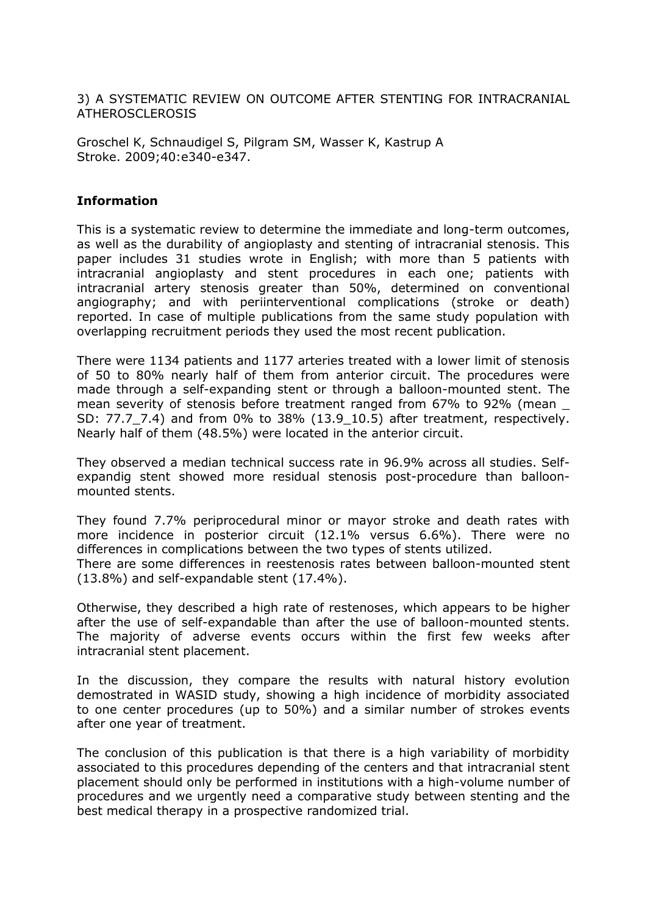3) A SYSTEMATIC REVIEW ON OUTCOME AFTER STENTING FOR INTRACRANIAL ATHEROSCLEROSIS

Groschel K, Schnaudigel S, Pilgram SM, Wasser K, Kastrup A
Stroke. 2009;40:e340-e347.

**Information**

This is a systematic review to determine the immediate and long-term outcomes, as well as the durability of angioplasty and stenting of intracranial stenosis. This paper includes 31 studies wrote in English; with more than 5 patients with intracranial angioplasty and stent procedures in each one; patients with intracranial artery stenosis greater than 50%, determined on conventional angiography; and with periinterventional complications (stroke or death) reported. In case of multiple publications from the same study population with overlapping recruitment periods they used the most recent publication.

There were 1134 patients and 1177 arteries treated with a lower limit of stenosis of 50 to 80% nearly half of them from anterior circuit. The procedures were made through a self-expanding stent or through a balloon-mounted stent. The mean severity of stenosis before treatment ranged from 67% to 92% (mean _ SD: 77.7_7.4) and from 0% to 38% (13.9_10.5) after treatment, respectively. Nearly half of them (48.5%) were located in the anterior circuit.

They observed a median technical success rate in 96.9% across all studies. Self-expandig stent showed more residual stenosis post-procedure than balloon-mounted stents.

They found 7.7% periprocedural minor or mayor stroke and death rates with more incidence in posterior circuit (12.1% versus 6.6%). There were no differences in complications between the two types of stents utilized.
There are some differences in reestenosis rates between balloon-mounted stent (13.8%) and self-expandable stent (17.4%).

Otherwise, they described a high rate of restenoses, which appears to be higher after the use of self-expandable than after the use of balloon-mounted stents. The majority of adverse events occurs within the first few weeks after intracranial stent placement.

In the discussion, they compare the results with natural history evolution demostrated in WASID study, showing a high incidence of morbidity associated to one center procedures (up to 50%) and a similar number of strokes events after one year of treatment.

The conclusion of this publication is that there is a high variability of morbidity associated to this procedures depending of the centers and that intracranial stent placement should only be performed in institutions with a high-volume number of procedures and we urgently need a comparative study between stenting and the best medical therapy in a prospective randomized trial.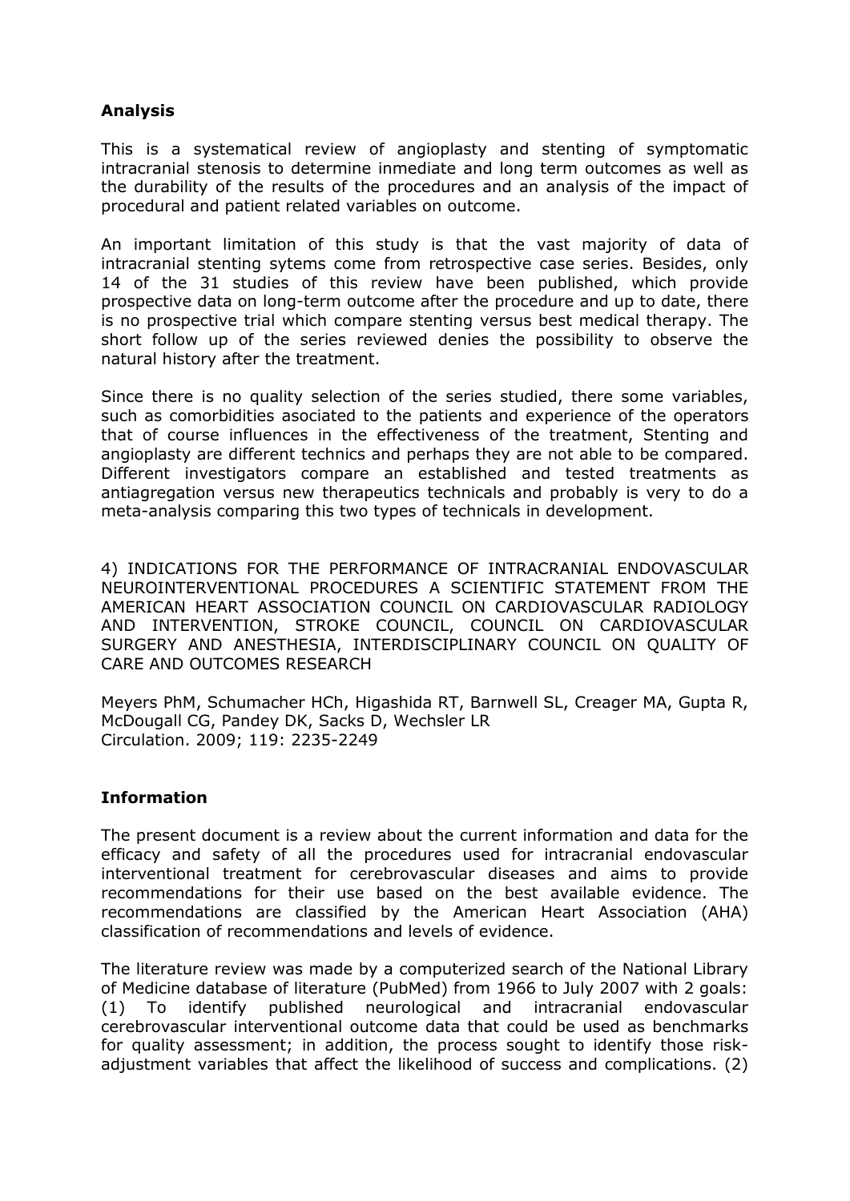**Analysis**

This is a systematical review of angioplasty and stenting of symptomatic intracranial stenosis to determine inmediate and long term outcomes as well as the durability of the results of the procedures and an analysis of the impact of procedural and patient related variables on outcome.

An important limitation of this study is that the vast majority of data of intracranial stenting sytems come from retrospective case series. Besides, only 14 of the 31 studies of this review have been published, which provide prospective data on long-term outcome after the procedure and up to date, there is no prospective trial which compare stenting versus best medical therapy. The short follow up of the series reviewed denies the possibility to observe the natural history after the treatment.

Since there is no quality selection of the series studied, there some variables, such as comorbidities asociated to the patients and experience of the operators that of course influences in the effectiveness of the treatment, Stenting and angioplasty are different technics and perhaps they are not able to be compared. Different investigators compare an established and tested treatments as antiagregation versus new therapeutics technicals and probably is very to do a meta-analysis comparing this two types of technicals in development.

4) INDICATIONS FOR THE PERFORMANCE OF INTRACRANIAL ENDOVASCULAR NEUROINTERVENTIONAL PROCEDURES A SCIENTIFIC STATEMENT FROM THE AMERICAN HEART ASSOCIATION COUNCIL ON CARDIOVASCULAR RADIOLOGY AND INTERVENTION, STROKE COUNCIL, COUNCIL ON CARDIOVASCULAR SURGERY AND ANESTHESIA, INTERDISCIPLINARY COUNCIL ON QUALITY OF CARE AND OUTCOMES RESEARCH

Meyers PhM, Schumacher HCh, Higashida RT, Barnwell SL, Creager MA, Gupta R, McDougall CG, Pandey DK, Sacks D, Wechsler LR
Circulation. 2009; 119: 2235-2249

**Information**

The present document is a review about the current information and data for the efficacy and safety of all the procedures used for intracranial endovascular interventional treatment for cerebrovascular diseases and aims to provide recommendations for their use based on the best available evidence. The recommendations are classified by the American Heart Association (AHA) classification of recommendations and levels of evidence.

The literature review was made by a computerized search of the National Library of Medicine database of literature (PubMed) from 1966 to July 2007 with 2 goals: (1) To identify published neurological and intracranial endovascular cerebrovascular interventional outcome data that could be used as benchmarks for quality assessment; in addition, the process sought to identify those risk-adjustment variables that affect the likelihood of success and complications. (2)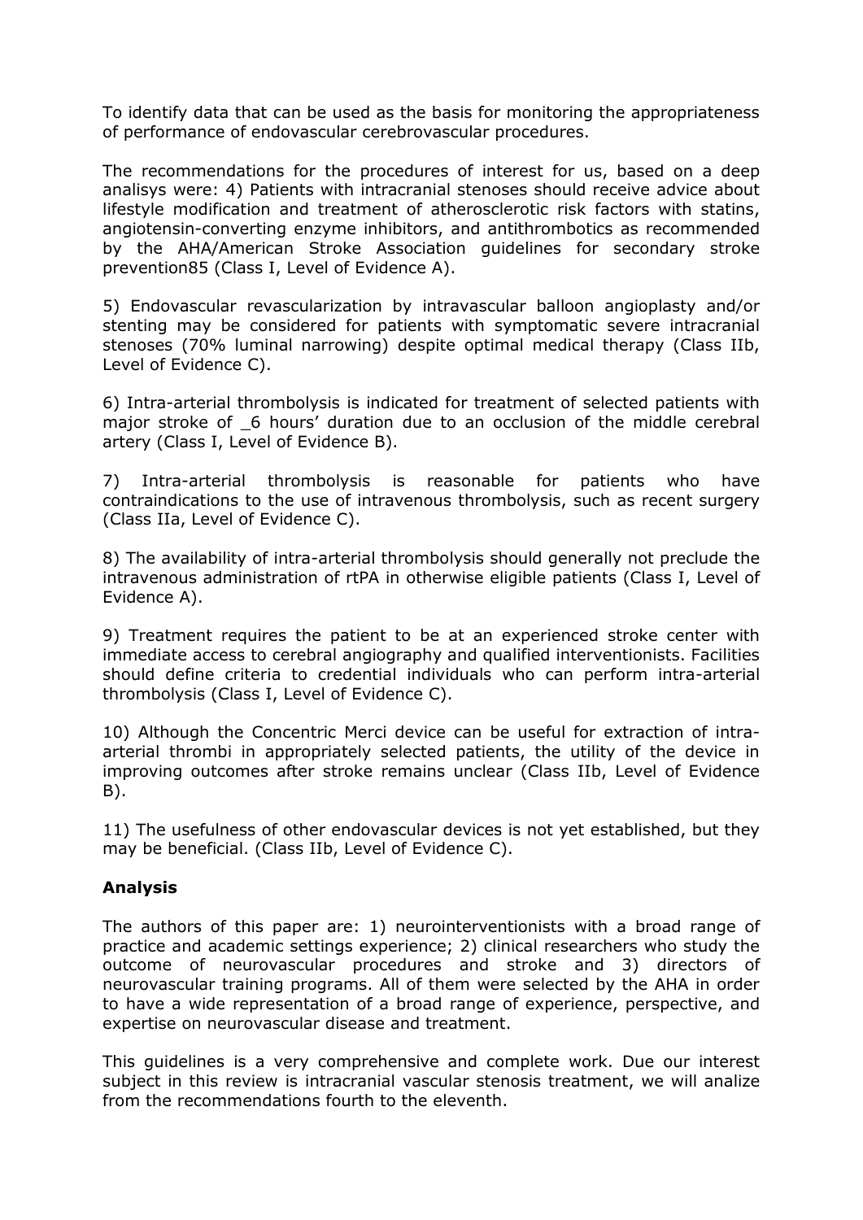To identify data that can be used as the basis for monitoring the appropriateness of performance of endovascular cerebrovascular procedures.

The recommendations for the procedures of interest for us, based on a deep analisys were: 4) Patients with intracranial stenoses should receive advice about lifestyle modification and treatment of atherosclerotic risk factors with statins, angiotensin-converting enzyme inhibitors, and antithrombotics as recommended by the AHA/American Stroke Association guidelines for secondary stroke prevention85 (Class I, Level of Evidence A).

5) Endovascular revascularization by intravascular balloon angioplasty and/or stenting may be considered for patients with symptomatic severe intracranial stenoses (70% luminal narrowing) despite optimal medical therapy (Class IIb, Level of Evidence C).

6) Intra-arterial thrombolysis is indicated for treatment of selected patients with major stroke of _6 hours' duration due to an occlusion of the middle cerebral artery (Class I, Level of Evidence B).

7) Intra-arterial thrombolysis is reasonable for patients who have contraindications to the use of intravenous thrombolysis, such as recent surgery (Class IIa, Level of Evidence C).

8) The availability of intra-arterial thrombolysis should generally not preclude the intravenous administration of rtPA in otherwise eligible patients (Class I, Level of Evidence A).

9) Treatment requires the patient to be at an experienced stroke center with immediate access to cerebral angiography and qualified interventionists. Facilities should define criteria to credential individuals who can perform intra-arterial thrombolysis (Class I, Level of Evidence C).

10) Although the Concentric Merci device can be useful for extraction of intra-arterial thrombi in appropriately selected patients, the utility of the device in improving outcomes after stroke remains unclear (Class IIb, Level of Evidence B).

11) The usefulness of other endovascular devices is not yet established, but they may be beneficial. (Class IIb, Level of Evidence C).

**Analysis**

The authors of this paper are: 1) neurointerventionists with a broad range of practice and academic settings experience; 2) clinical researchers who study the outcome of neurovascular procedures and stroke and 3) directors of neurovascular training programs. All of them were selected by the AHA in order to have a wide representation of a broad range of experience, perspective, and expertise on neurovascular disease and treatment.

This guidelines is a very comprehensive and complete work. Due our interest subject in this review is intracranial vascular stenosis treatment, we will analize from the recommendations fourth to the eleventh.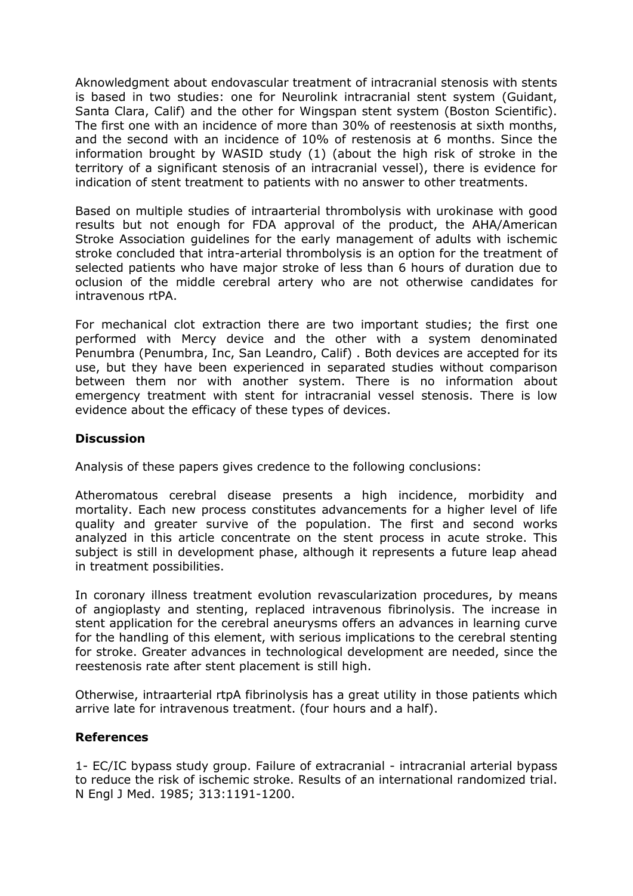Aknowledgment about endovascular treatment of intracranial stenosis with stents is based in two studies: one for Neurolink intracranial stent system (Guidant, Santa Clara, Calif) and the other for Wingspan stent system (Boston Scientific). The first one with an incidence of more than 30% of reestenosis at sixth months, and the second with an incidence of 10% of restenosis at 6 months. Since the information brought by WASID study (1) (about the high risk of stroke in the territory of a significant stenosis of an intracranial vessel), there is evidence for indication of stent treatment to patients with no answer to other treatments.

Based on multiple studies of intraarterial thrombolysis with urokinase with good results but not enough for FDA approval of the product, the AHA/American Stroke Association guidelines for the early management of adults with ischemic stroke concluded that intra-arterial thrombolysis is an option for the treatment of selected patients who have major stroke of less than 6 hours of duration due to oclusion of the middle cerebral artery who are not otherwise candidates for intravenous rtPA.

For mechanical clot extraction there are two important studies; the first one performed with Mercy device and the other with a system denominated Penumbra (Penumbra, Inc, San Leandro, Calif) . Both devices are accepted for its use, but they have been experienced in separated studies without comparison between them nor with another system. There is no information about emergency treatment with stent for intracranial vessel stenosis. There is low evidence about the efficacy of these types of devices.

## Discussion

Analysis of these papers gives credence to the following conclusions:

Atheromatous cerebral disease presents a high incidence, morbidity and mortality. Each new process constitutes advancements for a higher level of life quality and greater survive of the population. The first and second works analyzed in this article concentrate on the stent process in acute stroke. This subject is still in development phase, although it represents a future leap ahead in treatment possibilities.

In coronary illness treatment evolution revascularization procedures, by means of angioplasty and stenting, replaced intravenous fibrinolysis. The increase in stent application for the cerebral aneurysms offers an advances in learning curve for the handling of this element, with serious implications to the cerebral stenting for stroke. Greater advances in technological development are needed, since the reestenosis rate after stent placement is still high.

Otherwise, intraarterial rtpA fibrinolysis has a great utility in those patients which arrive late for intravenous treatment. (four hours and a half).

## References

1- EC/IC bypass study group. Failure of extracranial - intracranial arterial bypass to reduce the risk of ischemic stroke. Results of an international randomized trial. N Engl J Med. 1985; 313:1191-1200.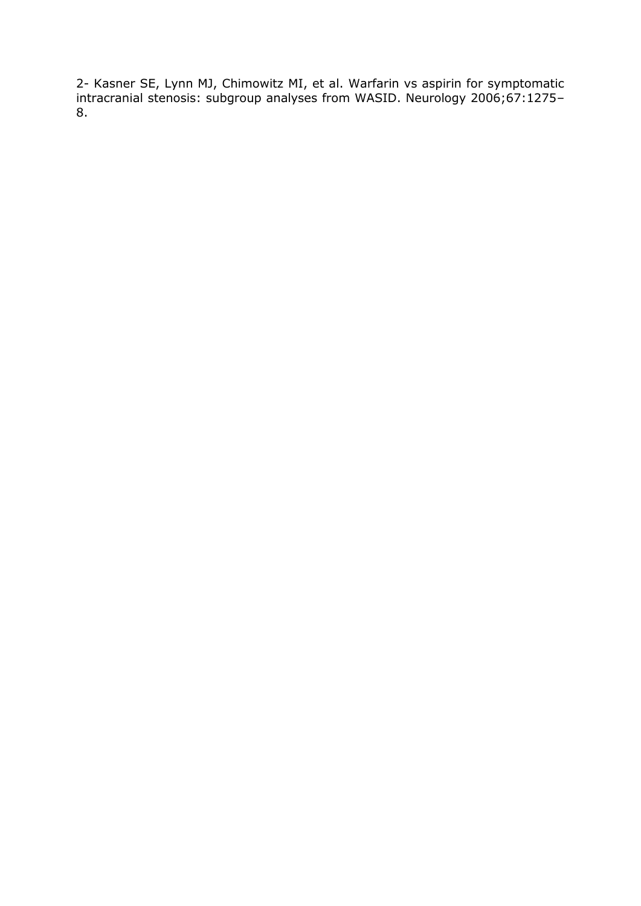2- Kasner SE, Lynn MJ, Chimowitz MI, et al. Warfarin vs aspirin for symptomatic intracranial stenosis: subgroup analyses from WASID. Neurology 2006;67:1275–8.